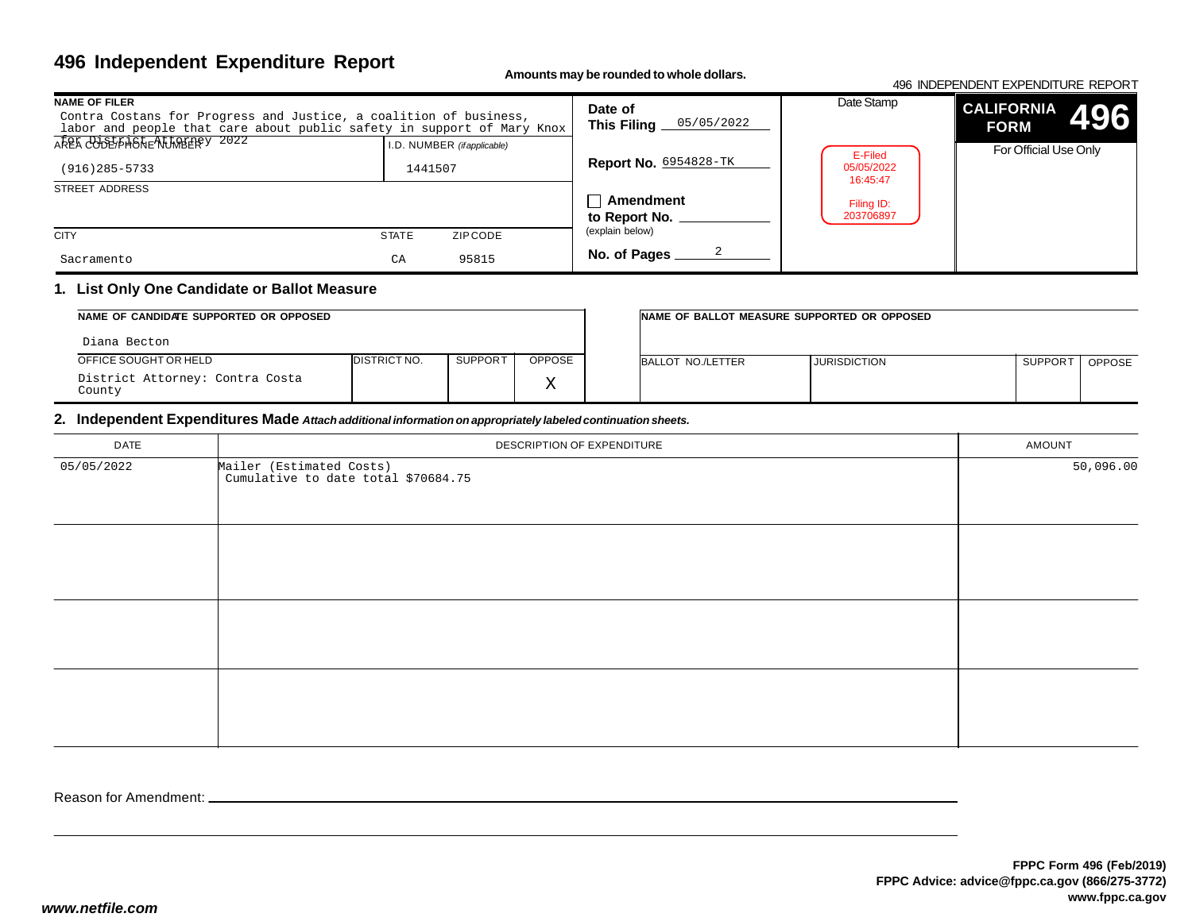# 496 Independent Expenditure Report

**Amounts may be rounded to whole dollars.**

496 INDEPENDENT EXPENDITURE REPORT

**CALIFORNIA FORM 496**

For Official Use Only

| NAME OF FILER | | | |
|---|---|---|---|
| Contra Costans for Progress and Justice, a coalition of business, labor and people that care about public safety in support of Mary Knox for District Attorney 2022 | | | |
| AREA CODE/PHONE NUMBER | I.D. NUMBER (*if applicable*) | | |
| (916)285-5733 | 1441507 | | |
| STREET ADDRESS | | | |
| | | | |
| CITY | STATE | ZIP CODE | |
| Sacramento | CA | 95815 | |

**Date of This Filing** 05/05/2022

**Report No.** 6954828-TK

☐ **Amendment to Report No.** ______ (explain below)

**No. of Pages** 2

Date Stamp

E-Filed
05/05/2022
16:45:47

Filing ID:
203706897

## 1. List Only One Candidate or Ballot Measure

| NAME OF CANDIDATE SUPPORTED OR OPPOSED | | | |
|---|---|---|---|
| Diana Becton | | | |
| OFFICE SOUGHT OR HELD | DISTRICT NO. | SUPPORT | OPPOSE |
| District Attorney: Contra Costa County | | | X |

| NAME OF BALLOT MEASURE SUPPORTED OR OPPOSED | | | |
|---|---|---|---|
| | | | |
| BALLOT NO./LETTER | JURISDICTION | SUPPORT | OPPOSE |
| | | | |

## 2. Independent Expenditures Made *Attach additional information on appropriately labeled continuation sheets.*

| DATE | DESCRIPTION OF EXPENDITURE | AMOUNT |
|---|---|---|
| 05/05/2022 | Mailer (Estimated Costs)<br>Cumulative to date total $70684.75 | 50,096.00 |
| | | |
| | | |
| | | |

Reason for Amendment: ______

FPPC Form 496 (Feb/2019)
FPPC Advice: advice@fppc.ca.gov (866/275-3772)
www.fppc.ca.gov

*www.netfile.com*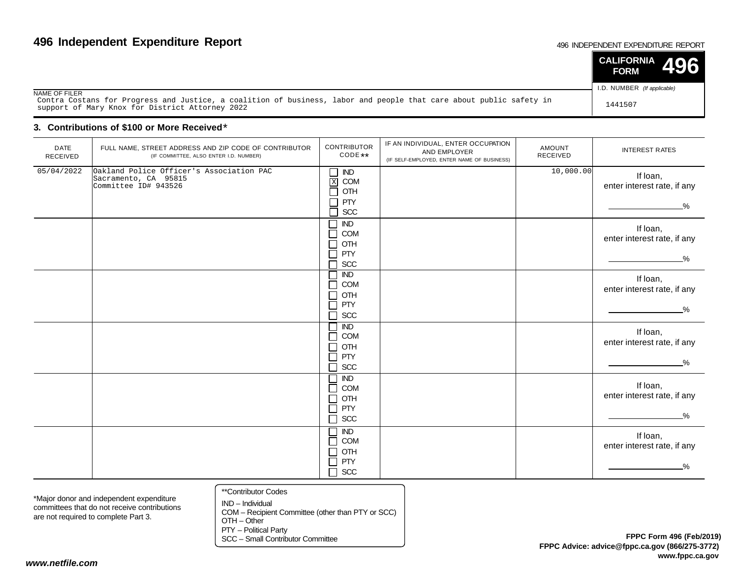# 496 Independent Expenditure Report

496 INDEPENDENT EXPENDITURE REPORT

**CALIFORNIA FORM 496**

NAME OF FILER
Contra Costans for Progress and Justice, a coalition of business, labor and people that care about public safety in support of Mary Knox for District Attorney 2022

I.D. NUMBER *(If applicable)*
1441507

## 3. Contributions of $100 or More Received*

| DATE RECEIVED | FULL NAME, STREET ADDRESS AND ZIP CODE OF CONTRIBUTOR (IF COMMITTEE, ALSO ENTER I.D. NUMBER) | CONTRIBUTOR CODE** | IF AN INDIVIDUAL, ENTER OCCUPATION AND EMPLOYER (IF SELF-EMPLOYED, ENTER NAME OF BUSINESS) | AMOUNT RECEIVED | INTEREST RATES |
|---|---|---|---|---|---|
| 05/04/2022 | Oakland Police Officer's Association PAC<br>Sacramento, CA 95815<br>Committee ID# 943526 | ☐ IND<br>☒ COM<br>☐ OTH<br>☐ PTY<br>☐ SCC | | 10,000.00 | If loan, enter interest rate, if any ______% |
| | | ☐ IND<br>☐ COM<br>☐ OTH<br>☐ PTY<br>☐ SCC | | | If loan, enter interest rate, if any ______% |
| | | ☐ IND<br>☐ COM<br>☐ OTH<br>☐ PTY<br>☐ SCC | | | If loan, enter interest rate, if any ______% |
| | | ☐ IND<br>☐ COM<br>☐ OTH<br>☐ PTY<br>☐ SCC | | | If loan, enter interest rate, if any ______% |
| | | ☐ IND<br>☐ COM<br>☐ OTH<br>☐ PTY<br>☐ SCC | | | If loan, enter interest rate, if any ______% |
| | | ☐ IND<br>☐ COM<br>☐ OTH<br>☐ PTY<br>☐ SCC | | | If loan, enter interest rate, if any ______% |

*Major donor and independent expenditure committees that do not receive contributions are not required to complete Part 3.

**Contributor Codes
IND – Individual
COM – Recipient Committee (other than PTY or SCC)
OTH – Other
PTY – Political Party
SCC – Small Contributor Committee

**FPPC Form 496 (Feb/2019)**
**FPPC Advice: advice@fppc.ca.gov (866/275-3772)**
**www.fppc.ca.gov**

***www.netfile.com***